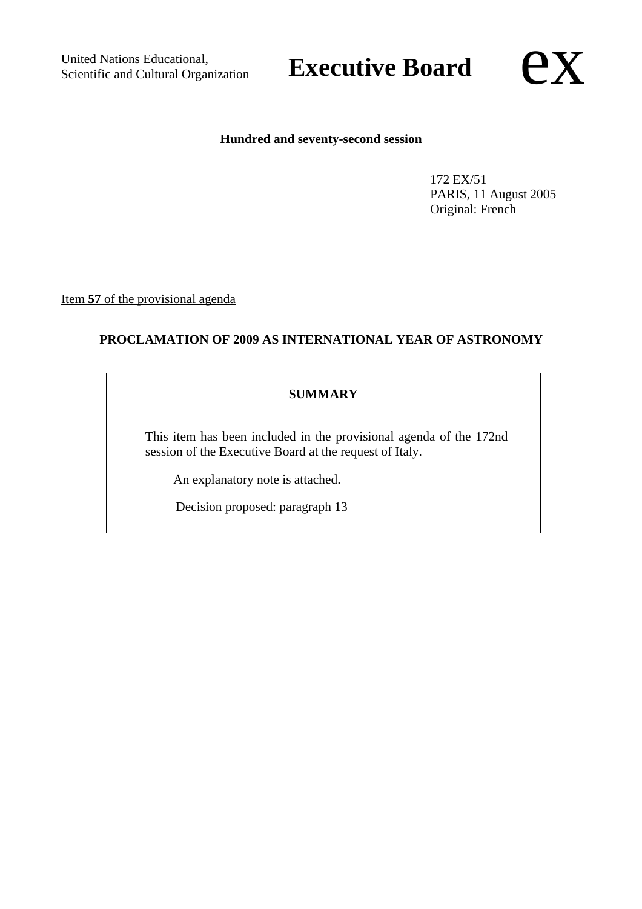United Nations Educational,
Scientific and Cultural Organization

# Executive Board

ex

**Hundred and seventy-second session**

172 EX/51
PARIS, 11 August 2005
Original: French

Item **57** of the provisional agenda

## PROCLAMATION OF 2009 AS INTERNATIONAL YEAR OF ASTRONOMY

**SUMMARY**

This item has been included in the provisional agenda of the 172nd session of the Executive Board at the request of Italy.

An explanatory note is attached.

Decision proposed: paragraph 13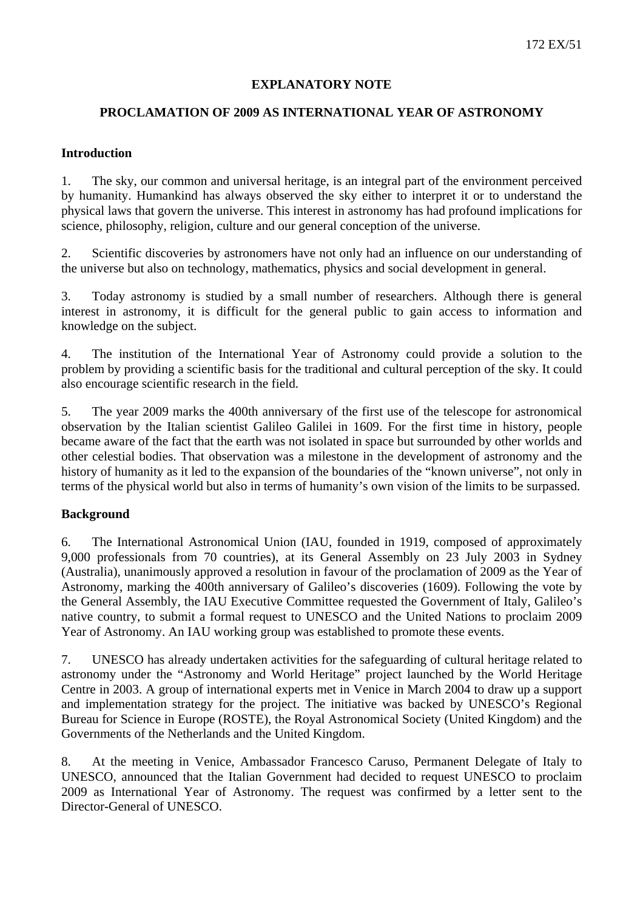## EXPLANATORY NOTE

## PROCLAMATION OF 2009 AS INTERNATIONAL YEAR OF ASTRONOMY

### Introduction

1. The sky, our common and universal heritage, is an integral part of the environment perceived by humanity. Humankind has always observed the sky either to interpret it or to understand the physical laws that govern the universe. This interest in astronomy has had profound implications for science, philosophy, religion, culture and our general conception of the universe.

2. Scientific discoveries by astronomers have not only had an influence on our understanding of the universe but also on technology, mathematics, physics and social development in general.

3. Today astronomy is studied by a small number of researchers. Although there is general interest in astronomy, it is difficult for the general public to gain access to information and knowledge on the subject.

4. The institution of the International Year of Astronomy could provide a solution to the problem by providing a scientific basis for the traditional and cultural perception of the sky. It could also encourage scientific research in the field.

5. The year 2009 marks the 400th anniversary of the first use of the telescope for astronomical observation by the Italian scientist Galileo Galilei in 1609. For the first time in history, people became aware of the fact that the earth was not isolated in space but surrounded by other worlds and other celestial bodies. That observation was a milestone in the development of astronomy and the history of humanity as it led to the expansion of the boundaries of the "known universe", not only in terms of the physical world but also in terms of humanity's own vision of the limits to be surpassed.

### Background

6. The International Astronomical Union (IAU, founded in 1919, composed of approximately 9,000 professionals from 70 countries), at its General Assembly on 23 July 2003 in Sydney (Australia), unanimously approved a resolution in favour of the proclamation of 2009 as the Year of Astronomy, marking the 400th anniversary of Galileo's discoveries (1609). Following the vote by the General Assembly, the IAU Executive Committee requested the Government of Italy, Galileo's native country, to submit a formal request to UNESCO and the United Nations to proclaim 2009 Year of Astronomy. An IAU working group was established to promote these events.

7. UNESCO has already undertaken activities for the safeguarding of cultural heritage related to astronomy under the "Astronomy and World Heritage" project launched by the World Heritage Centre in 2003. A group of international experts met in Venice in March 2004 to draw up a support and implementation strategy for the project. The initiative was backed by UNESCO's Regional Bureau for Science in Europe (ROSTE), the Royal Astronomical Society (United Kingdom) and the Governments of the Netherlands and the United Kingdom.

8. At the meeting in Venice, Ambassador Francesco Caruso, Permanent Delegate of Italy to UNESCO, announced that the Italian Government had decided to request UNESCO to proclaim 2009 as International Year of Astronomy. The request was confirmed by a letter sent to the Director-General of UNESCO.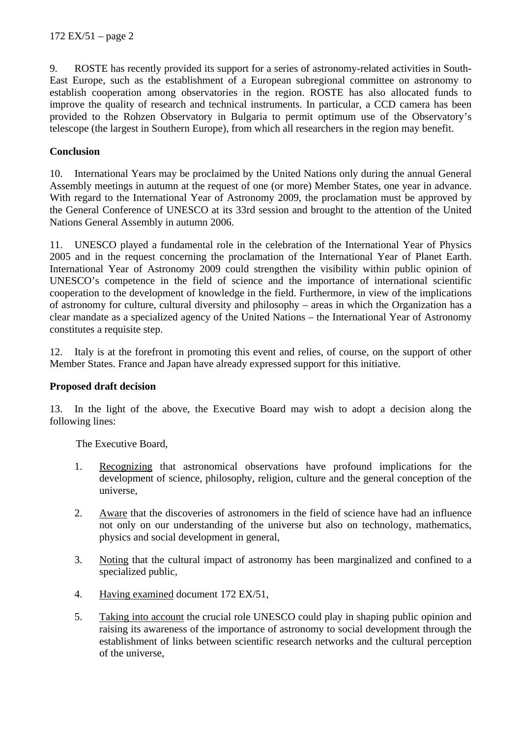9. ROSTE has recently provided its support for a series of astronomy-related activities in South-East Europe, such as the establishment of a European subregional committee on astronomy to establish cooperation among observatories in the region. ROSTE has also allocated funds to improve the quality of research and technical instruments. In particular, a CCD camera has been provided to the Rohzen Observatory in Bulgaria to permit optimum use of the Observatory's telescope (the largest in Southern Europe), from which all researchers in the region may benefit.

**Conclusion**

10. International Years may be proclaimed by the United Nations only during the annual General Assembly meetings in autumn at the request of one (or more) Member States, one year in advance. With regard to the International Year of Astronomy 2009, the proclamation must be approved by the General Conference of UNESCO at its 33rd session and brought to the attention of the United Nations General Assembly in autumn 2006.

11. UNESCO played a fundamental role in the celebration of the International Year of Physics 2005 and in the request concerning the proclamation of the International Year of Planet Earth. International Year of Astronomy 2009 could strengthen the visibility within public opinion of UNESCO's competence in the field of science and the importance of international scientific cooperation to the development of knowledge in the field. Furthermore, in view of the implications of astronomy for culture, cultural diversity and philosophy – areas in which the Organization has a clear mandate as a specialized agency of the United Nations – the International Year of Astronomy constitutes a requisite step.

12. Italy is at the forefront in promoting this event and relies, of course, on the support of other Member States. France and Japan have already expressed support for this initiative.

**Proposed draft decision**

13. In the light of the above, the Executive Board may wish to adopt a decision along the following lines:

The Executive Board,

1. Recognizing that astronomical observations have profound implications for the development of science, philosophy, religion, culture and the general conception of the universe,

2. Aware that the discoveries of astronomers in the field of science have had an influence not only on our understanding of the universe but also on technology, mathematics, physics and social development in general,

3. Noting that the cultural impact of astronomy has been marginalized and confined to a specialized public,

4. Having examined document 172 EX/51,

5. Taking into account the crucial role UNESCO could play in shaping public opinion and raising its awareness of the importance of astronomy to social development through the establishment of links between scientific research networks and the cultural perception of the universe,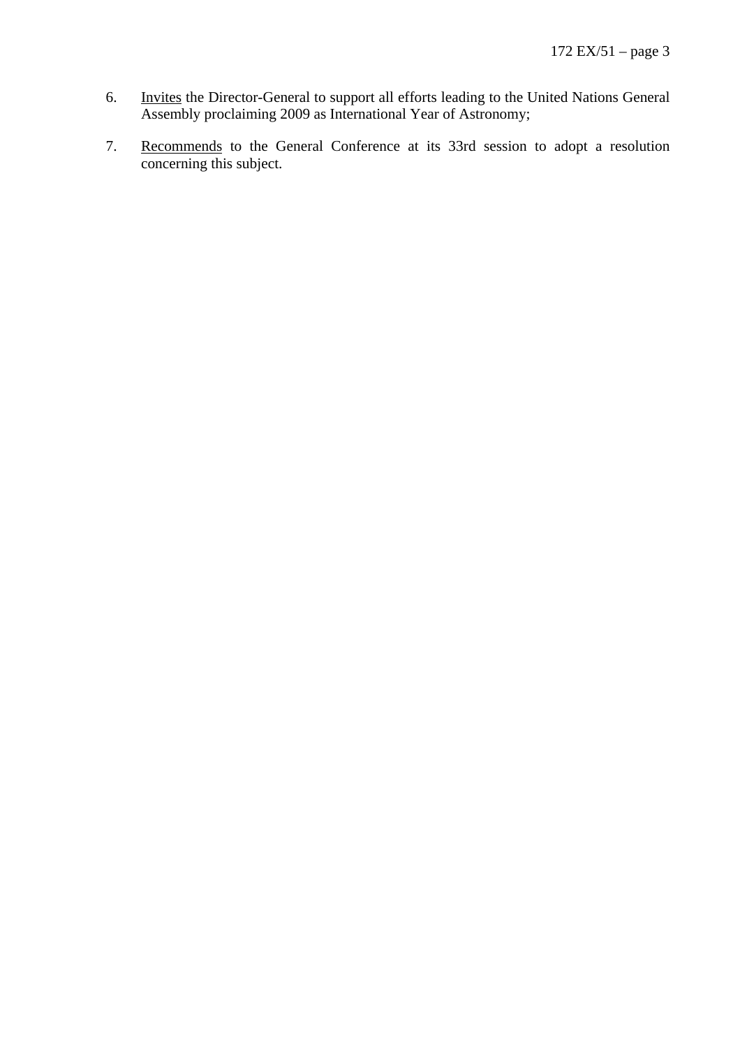6. Invites the Director-General to support all efforts leading to the United Nations General Assembly proclaiming 2009 as International Year of Astronomy;

7. Recommends to the General Conference at its 33rd session to adopt a resolution concerning this subject.